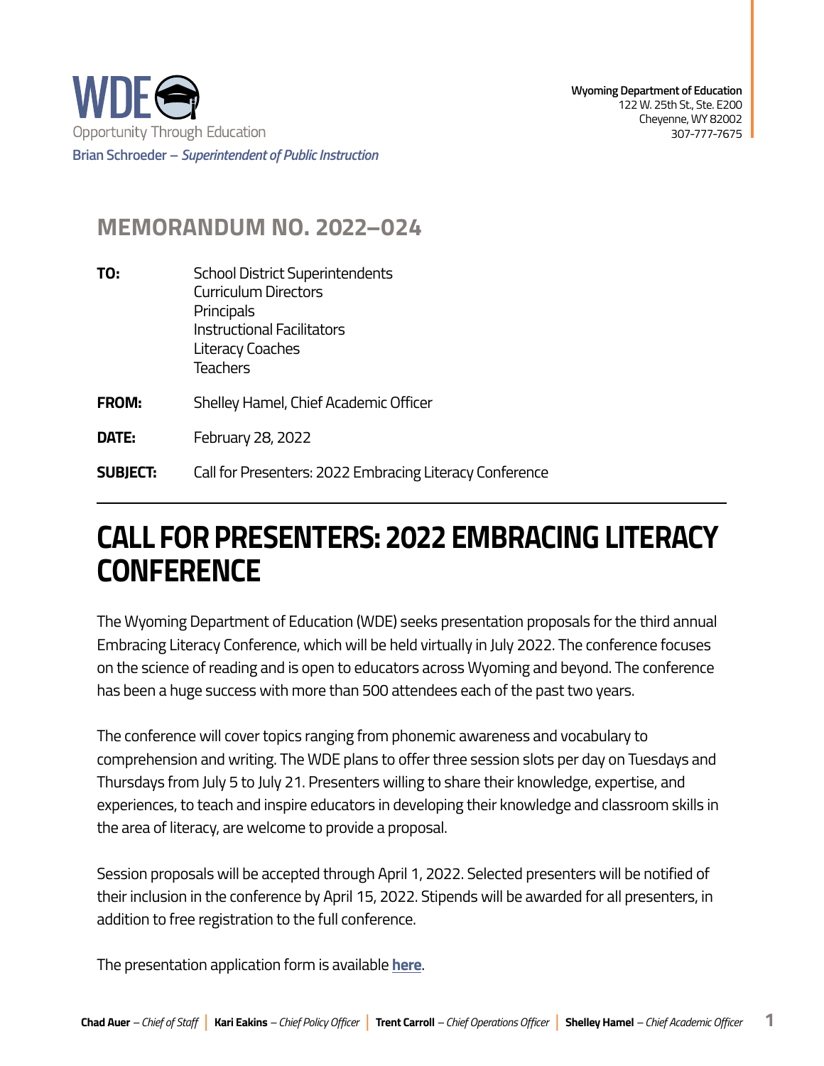WDE
Opportunity Through Education

**Brian Schroeder – *Superintendent of Public Instruction***

**Wyoming Department of Education**
122 W. 25th St., Ste. E200
Cheyenne, WY 82002
307-777-7675

## MEMORANDUM NO. 2022–024

**TO:** School District Superintendents
Curriculum Directors
Principals
Instructional Facilitators
Literacy Coaches
Teachers

**FROM:** Shelley Hamel, Chief Academic Officer

**DATE:** February 28, 2022

**SUBJECT:** Call for Presenters: 2022 Embracing Literacy Conference

---

# CALL FOR PRESENTERS: 2022 EMBRACING LITERACY CONFERENCE

The Wyoming Department of Education (WDE) seeks presentation proposals for the third annual Embracing Literacy Conference, which will be held virtually in July 2022. The conference focuses on the science of reading and is open to educators across Wyoming and beyond. The conference has been a huge success with more than 500 attendees each of the past two years.

The conference will cover topics ranging from phonemic awareness and vocabulary to comprehension and writing. The WDE plans to offer three session slots per day on Tuesdays and Thursdays from July 5 to July 21. Presenters willing to share their knowledge, expertise, and experiences, to teach and inspire educators in developing their knowledge and classroom skills in the area of literacy, are welcome to provide a proposal.

Session proposals will be accepted through April 1, 2022. Selected presenters will be notified of their inclusion in the conference by April 15, 2022. Stipends will be awarded for all presenters, in addition to free registration to the full conference.

The presentation application form is available **here**.

**Chad Auer** – *Chief of Staff* | **Kari Eakins** – *Chief Policy Officer* | **Trent Carroll** – *Chief Operations Officer* | **Shelley Hamel** – *Chief Academic Officer*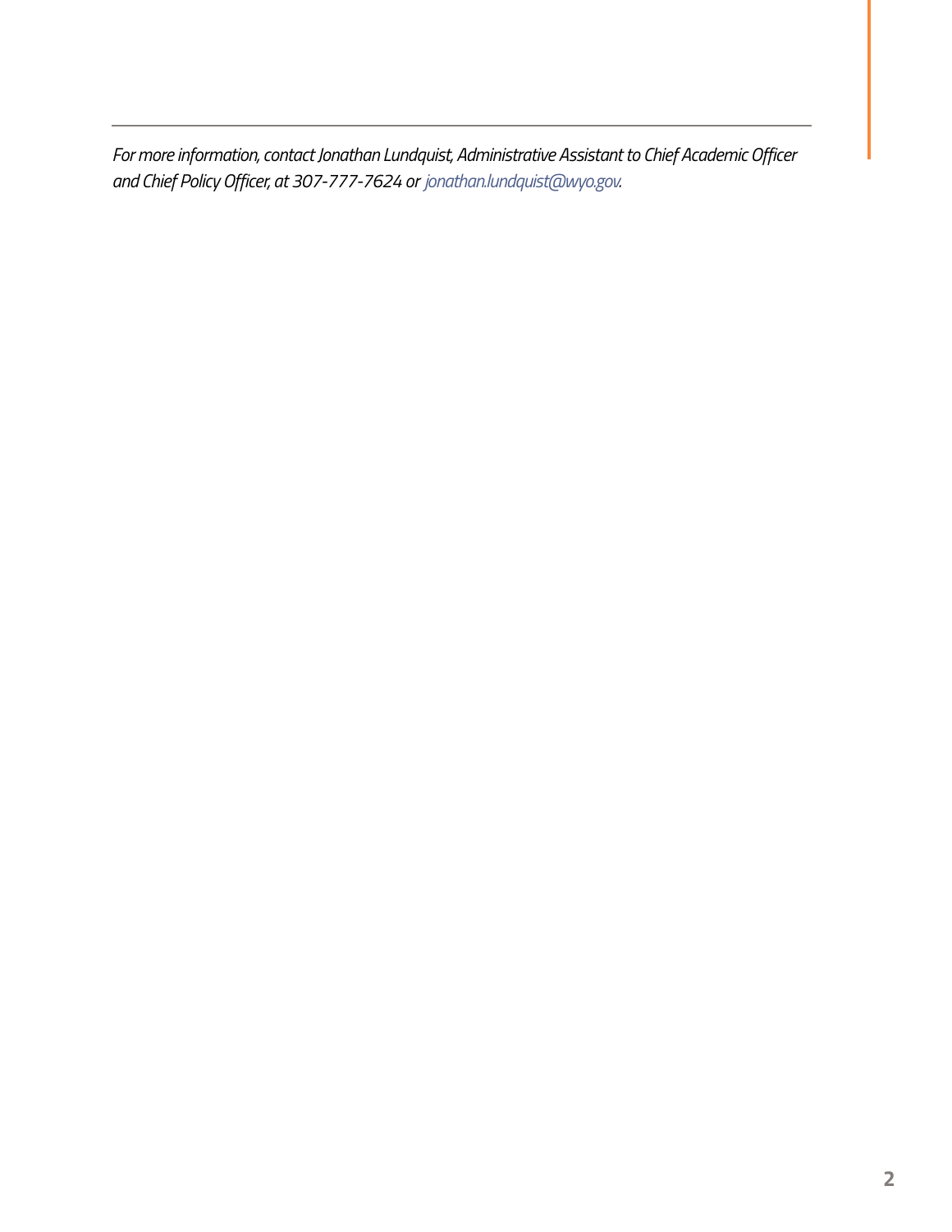---

*For more information, contact Jonathan Lundquist, Administrative Assistant to Chief Academic Officer and Chief Policy Officer, at 307-777-7624 or jonathan.lundquist@wyo.gov.*